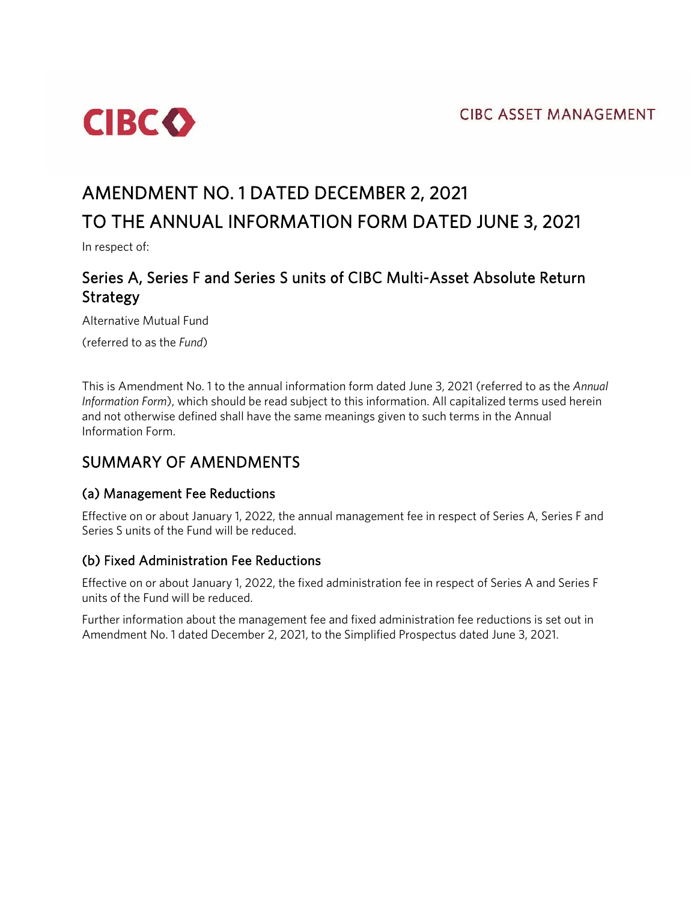CIBC

CIBC ASSET MANAGEMENT

# AMENDMENT NO. 1 DATED DECEMBER 2, 2021
# TO THE ANNUAL INFORMATION FORM DATED JUNE 3, 2021

In respect of:

## Series A, Series F and Series S units of CIBC Multi-Asset Absolute Return Strategy

Alternative Mutual Fund

(referred to as the *Fund*)

This is Amendment No. 1 to the annual information form dated June 3, 2021 (referred to as the *Annual Information Form*), which should be read subject to this information. All capitalized terms used herein and not otherwise defined shall have the same meanings given to such terms in the Annual Information Form.

## SUMMARY OF AMENDMENTS

### (a) Management Fee Reductions

Effective on or about January 1, 2022, the annual management fee in respect of Series A, Series F and Series S units of the Fund will be reduced.

### (b) Fixed Administration Fee Reductions

Effective on or about January 1, 2022, the fixed administration fee in respect of Series A and Series F units of the Fund will be reduced.

Further information about the management fee and fixed administration fee reductions is set out in Amendment No. 1 dated December 2, 2021, to the Simplified Prospectus dated June 3, 2021.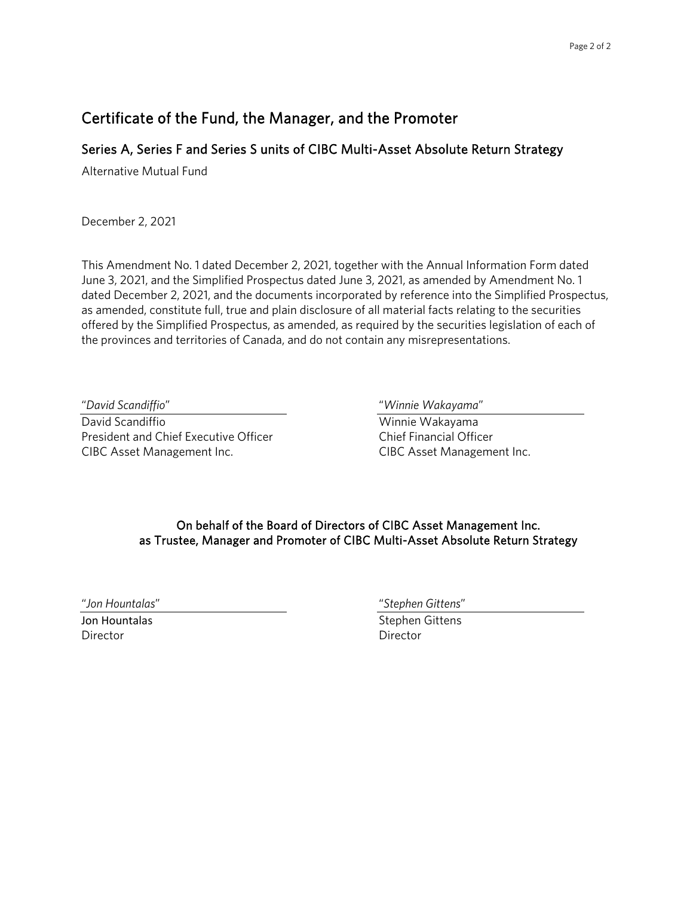## Certificate of the Fund, the Manager, and the Promoter

### Series A, Series F and Series S units of CIBC Multi-Asset Absolute Return Strategy

Alternative Mutual Fund

December 2, 2021

This Amendment No. 1 dated December 2, 2021, together with the Annual Information Form dated June 3, 2021, and the Simplified Prospectus dated June 3, 2021, as amended by Amendment No. 1 dated December 2, 2021, and the documents incorporated by reference into the Simplified Prospectus, as amended, constitute full, true and plain disclosure of all material facts relating to the securities offered by the Simplified Prospectus, as amended, as required by the securities legislation of each of the provinces and territories of Canada, and do not contain any misrepresentations.

"*David Scandiffio*"
David Scandiffio
President and Chief Executive Officer
CIBC Asset Management Inc.

"*Winnie Wakayama*"
Winnie Wakayama
Chief Financial Officer
CIBC Asset Management Inc.

**On behalf of the Board of Directors of CIBC Asset Management Inc.
as Trustee, Manager and Promoter of CIBC Multi-Asset Absolute Return Strategy**

"*Jon Hountalas*"
Jon Hountalas
Director

"*Stephen Gittens*"
Stephen Gittens
Director